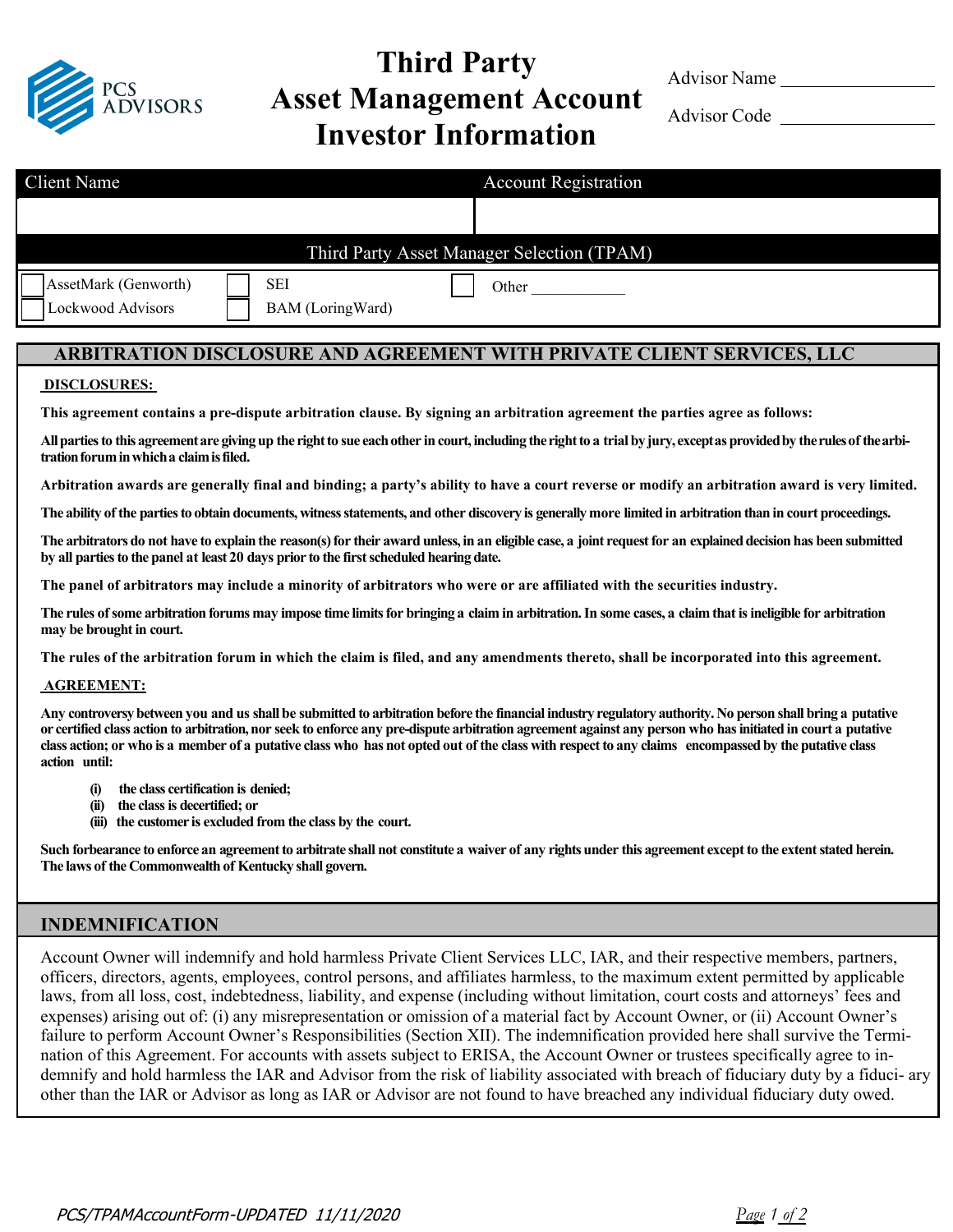PCS ADVISORS

# Third Party Asset Management Account Investor Information

Advisor Name ________________

Advisor Code ________________

| Client Name | Account Registration |
| --- | --- |
| | |

**Third Party Asset Manager Selection (TPAM)**

☐ AssetMark (Genworth)  ☐ SEI  ☐ Other ____________

☐ Lockwood Advisors  ☐ BAM (LoringWard)

## ARBITRATION DISCLOSURE AND AGREEMENT WITH PRIVATE CLIENT SERVICES, LLC

**DISCLOSURES:**

**This agreement contains a pre-dispute arbitration clause. By signing an arbitration agreement the parties agree as follows:**

**All parties to this agreement are giving up the right to sue each other in court, including the right to a trial by jury, except as provided by the rules of the arbitration forum in which a claim is filed.**

**Arbitration awards are generally final and binding; a party's ability to have a court reverse or modify an arbitration award is very limited.**

**The ability of the parties to obtain documents, witness statements, and other discovery is generally more limited in arbitration than in court proceedings.**

**The arbitrators do not have to explain the reason(s) for their award unless, in an eligible case, a joint request for an explained decision has been submitted by all parties to the panel at least 20 days prior to the first scheduled hearing date.**

**The panel of arbitrators may include a minority of arbitrators who were or are affiliated with the securities industry.**

**The rules of some arbitration forums may impose time limits for bringing a claim in arbitration. In some cases, a claim that is ineligible for arbitration may be brought in court.**

**The rules of the arbitration forum in which the claim is filed, and any amendments thereto, shall be incorporated into this agreement.**

**AGREEMENT:**

**Any controversy between you and us shall be submitted to arbitration before the financial industry regulatory authority. No person shall bring a putative or certified class action to arbitration, nor seek to enforce any pre-dispute arbitration agreement against any person who has initiated in court a putative class action; or who is a member of a putative class who has not opted out of the class with respect to any claims encompassed by the putative class action until:**

- **(i) the class certification is denied;**
- **(ii) the class is decertified; or**
- **(iii) the customer is excluded from the class by the court.**

**Such forbearance to enforce an agreement to arbitrate shall not constitute a waiver of any rights under this agreement except to the extent stated herein. The laws of the Commonwealth of Kentucky shall govern.**

## INDEMNIFICATION

Account Owner will indemnify and hold harmless Private Client Services LLC, IAR, and their respective members, partners, officers, directors, agents, employees, control persons, and affiliates harmless, to the maximum extent permitted by applicable laws, from all loss, cost, indebtedness, liability, and expense (including without limitation, court costs and attorneys' fees and expenses) arising out of: (i) any misrepresentation or omission of a material fact by Account Owner, or (ii) Account Owner's failure to perform Account Owner's Responsibilities (Section XII). The indemnification provided here shall survive the Termination of this Agreement. For accounts with assets subject to ERISA, the Account Owner or trustees specifically agree to indemnify and hold harmless the IAR and Advisor from the risk of liability associated with breach of fiduciary duty by a fiduciary other than the IAR or Advisor as long as IAR or Advisor are not found to have breached any individual fiduciary duty owed.

*PCS/TPAMAccountForm-UPDATED 11/11/2020*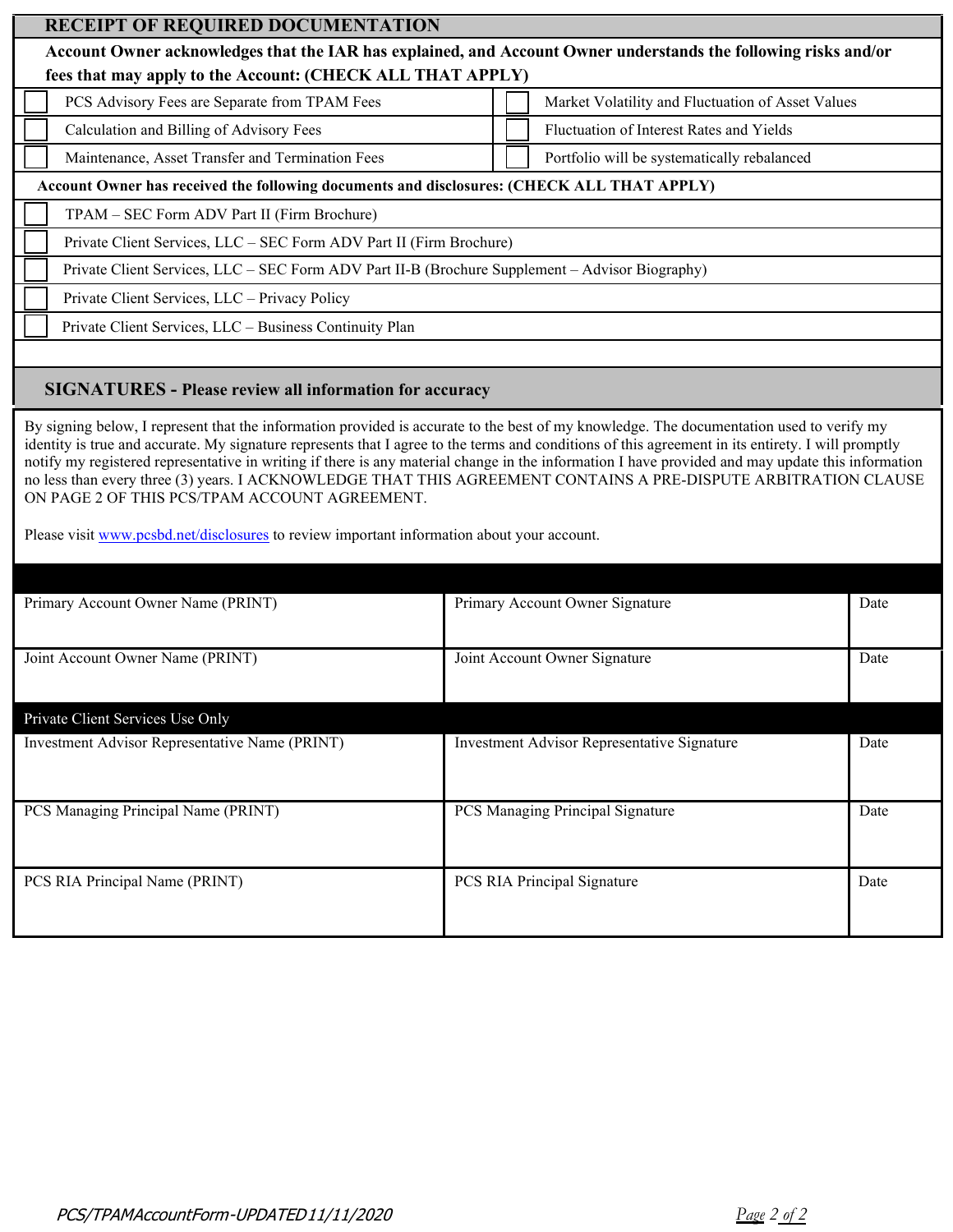## RECEIPT OF REQUIRED DOCUMENTATION

**Account Owner acknowledges that the IAR has explained, and Account Owner understands the following risks and/or fees that may apply to the Account: (CHECK ALL THAT APPLY)**

| | |
|---|---|
| ☐ PCS Advisory Fees are Separate from TPAM Fees | ☐ Market Volatility and Fluctuation of Asset Values |
| ☐ Calculation and Billing of Advisory Fees | ☐ Fluctuation of Interest Rates and Yields |
| ☐ Maintenance, Asset Transfer and Termination Fees | ☐ Portfolio will be systematically rebalanced |

**Account Owner has received the following documents and disclosures: (CHECK ALL THAT APPLY)**

- ☐ TPAM – SEC Form ADV Part II (Firm Brochure)
- ☐ Private Client Services, LLC – SEC Form ADV Part II (Firm Brochure)
- ☐ Private Client Services, LLC – SEC Form ADV Part II-B (Brochure Supplement – Advisor Biography)
- ☐ Private Client Services, LLC – Privacy Policy
- ☐ Private Client Services, LLC – Business Continuity Plan

## SIGNATURES - Please review all information for accuracy

By signing below, I represent that the information provided is accurate to the best of my knowledge. The documentation used to verify my identity is true and accurate. My signature represents that I agree to the terms and conditions of this agreement in its entirety. I will promptly notify my registered representative in writing if there is any material change in the information I have provided and may update this information no less than every three (3) years. I ACKNOWLEDGE THAT THIS AGREEMENT CONTAINS A PRE-DISPUTE ARBITRATION CLAUSE ON PAGE 2 OF THIS PCS/TPAM ACCOUNT AGREEMENT.

Please visit www.pcsbd.net/disclosures to review important information about your account.

| | | |
|---|---|---|
| Primary Account Owner Name (PRINT) | Primary Account Owner Signature | Date |
| Joint Account Owner Name (PRINT) | Joint Account Owner Signature | Date |

Private Client Services Use Only

| | | |
|---|---|---|
| Investment Advisor Representative Name (PRINT) | Investment Advisor Representative Signature | Date |
| PCS Managing Principal Name (PRINT) | PCS Managing Principal Signature | Date |
| PCS RIA Principal Name (PRINT) | PCS RIA Principal Signature | Date |

*PCS/TPAMAccountForm-UPDATED11/11/2020*